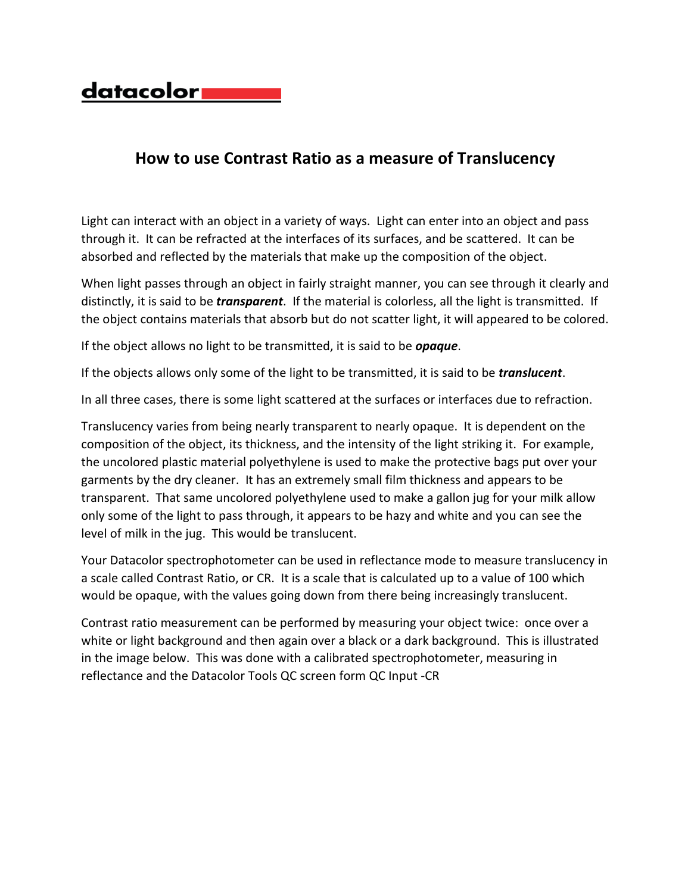datacolor

# How to use Contrast Ratio as a measure of Translucency

Light can interact with an object in a variety of ways. Light can enter into an object and pass through it. It can be refracted at the interfaces of its surfaces, and be scattered. It can be absorbed and reflected by the materials that make up the composition of the object.

When light passes through an object in fairly straight manner, you can see through it clearly and distinctly, it is said to be ***transparent***. If the material is colorless, all the light is transmitted. If the object contains materials that absorb but do not scatter light, it will appeared to be colored.

If the object allows no light to be transmitted, it is said to be ***opaque***.

If the objects allows only some of the light to be transmitted, it is said to be ***translucent***.

In all three cases, there is some light scattered at the surfaces or interfaces due to refraction.

Translucency varies from being nearly transparent to nearly opaque. It is dependent on the composition of the object, its thickness, and the intensity of the light striking it. For example, the uncolored plastic material polyethylene is used to make the protective bags put over your garments by the dry cleaner. It has an extremely small film thickness and appears to be transparent. That same uncolored polyethylene used to make a gallon jug for your milk allow only some of the light to pass through, it appears to be hazy and white and you can see the level of milk in the jug. This would be translucent.

Your Datacolor spectrophotometer can be used in reflectance mode to measure translucency in a scale called Contrast Ratio, or CR. It is a scale that is calculated up to a value of 100 which would be opaque, with the values going down from there being increasingly translucent.

Contrast ratio measurement can be performed by measuring your object twice: once over a white or light background and then again over a black or a dark background. This is illustrated in the image below. This was done with a calibrated spectrophotometer, measuring in reflectance and the Datacolor Tools QC screen form QC Input -CR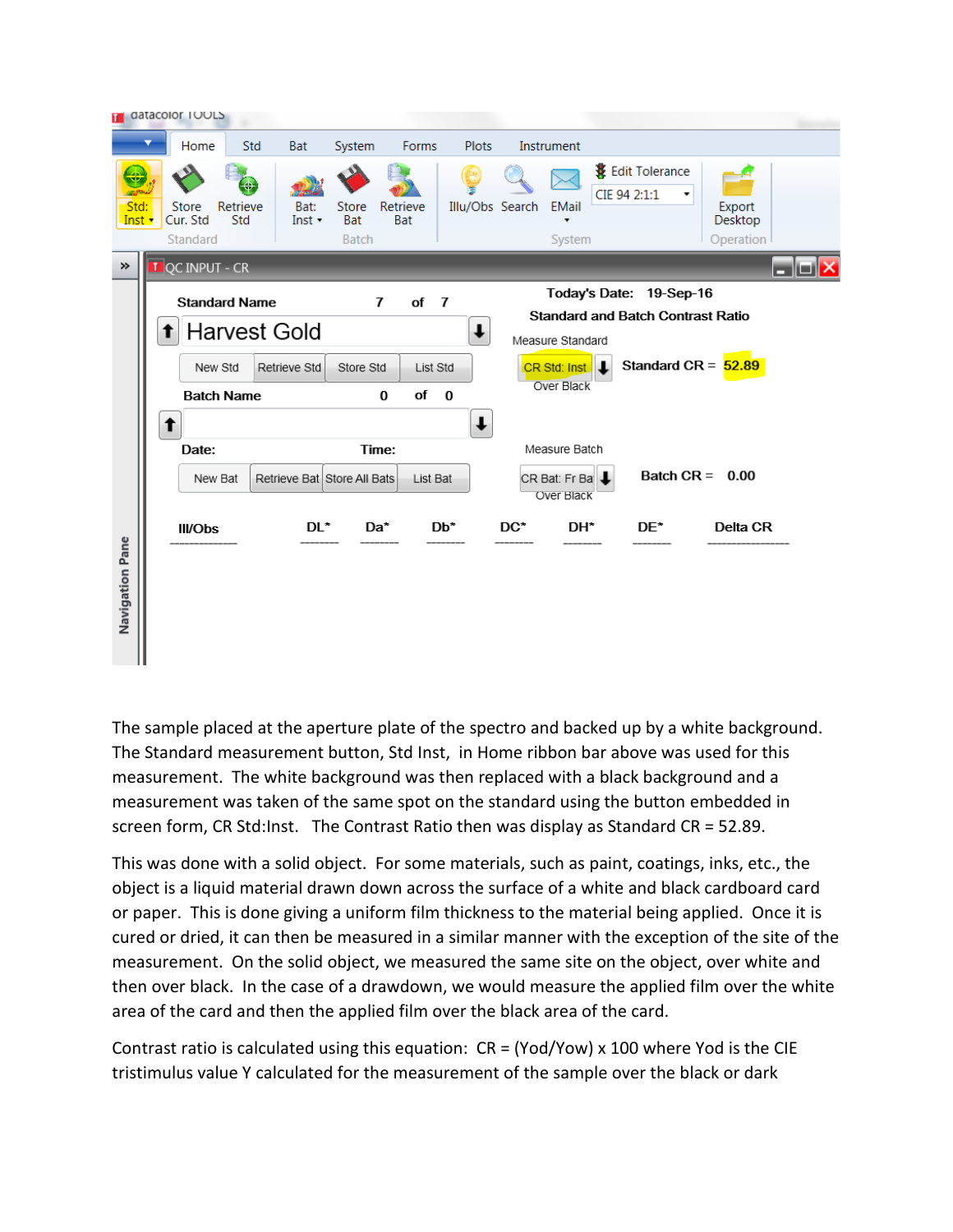The sample placed at the aperture plate of the spectro and backed up by a white background. The Standard measurement button, Std Inst, in Home ribbon bar above was used for this measurement. The white background was then replaced with a black background and a measurement was taken of the same spot on the standard using the button embedded in screen form, CR Std:Inst. The Contrast Ratio then was display as Standard CR = 52.89.

This was done with a solid object. For some materials, such as paint, coatings, inks, etc., the object is a liquid material drawn down across the surface of a white and black cardboard card or paper. This is done giving a uniform film thickness to the material being applied. Once it is cured or dried, it can then be measured in a similar manner with the exception of the site of the measurement. On the solid object, we measured the same site on the object, over white and then over black. In the case of a drawdown, we would measure the applied film over the white area of the card and then the applied film over the black area of the card.

Contrast ratio is calculated using this equation: $CR = (Yod/Yow) \times 100$ where Yod is the CIE tristimulus value Y calculated for the measurement of the sample over the black or dark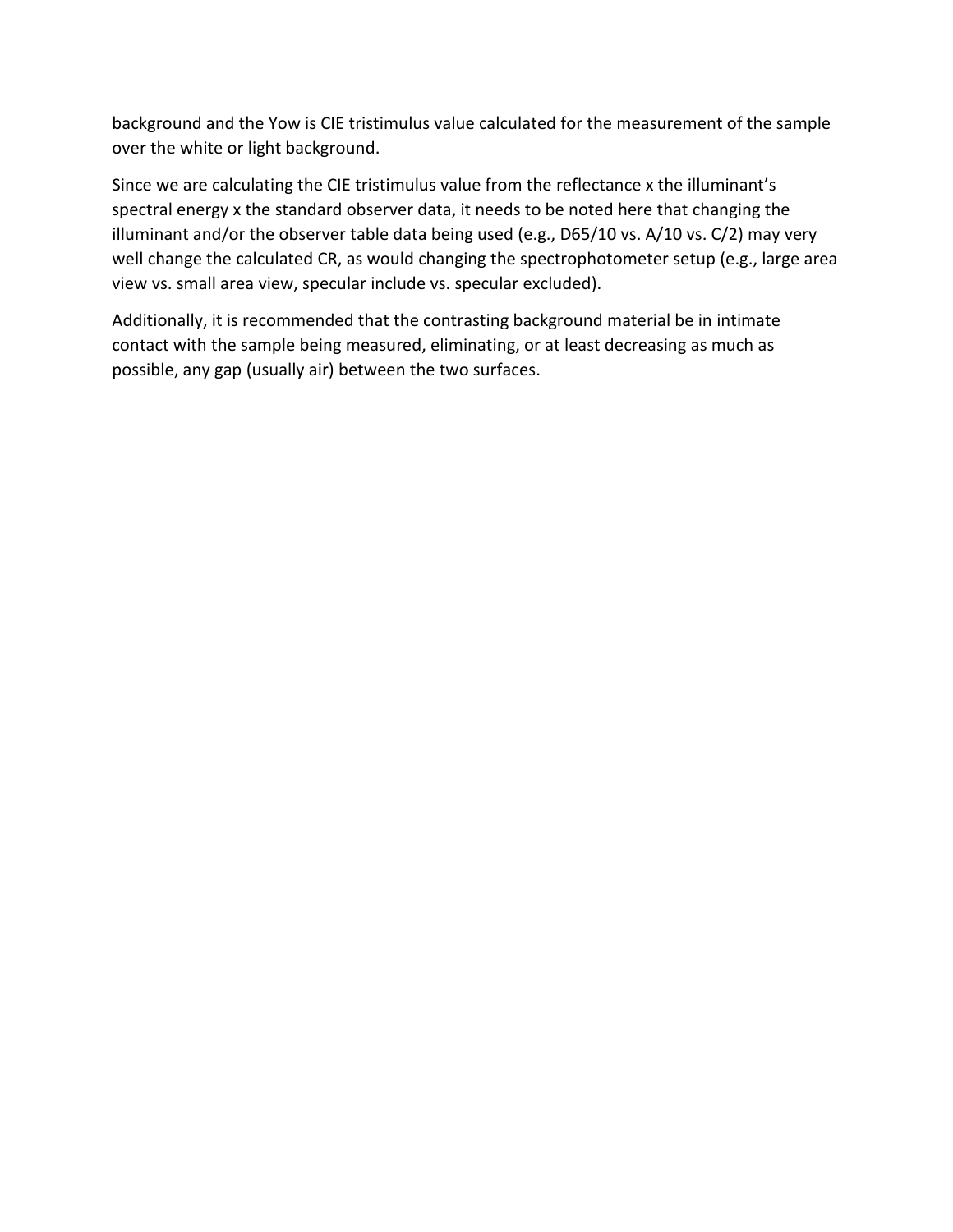background and the Yow is CIE tristimulus value calculated for the measurement of the sample over the white or light background.

Since we are calculating the CIE tristimulus value from the reflectance x the illuminant's spectral energy x the standard observer data, it needs to be noted here that changing the illuminant and/or the observer table data being used (e.g., D65/10 vs. A/10 vs. C/2) may very well change the calculated CR, as would changing the spectrophotometer setup (e.g., large area view vs. small area view, specular include vs. specular excluded).

Additionally, it is recommended that the contrasting background material be in intimate contact with the sample being measured, eliminating, or at least decreasing as much as possible, any gap (usually air) between the two surfaces.